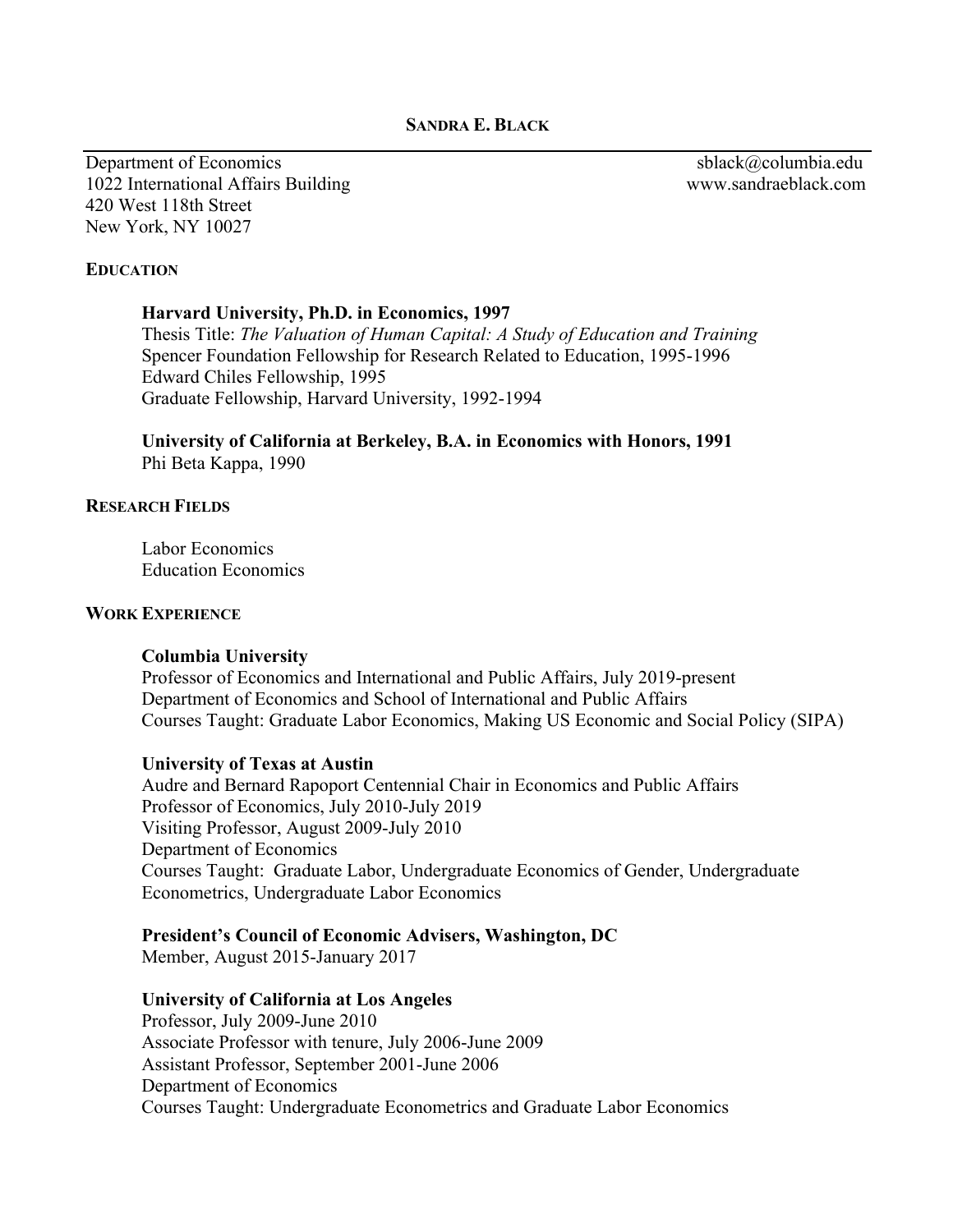# SANDRA E. BLACK

Department of Economics
1022 International Affairs Building
420 West 118th Street
New York, NY 10027

sblack@columbia.edu
www.sandraeblack.com

## EDUCATION

**Harvard University, Ph.D. in Economics, 1997**
Thesis Title: *The Valuation of Human Capital: A Study of Education and Training*
Spencer Foundation Fellowship for Research Related to Education, 1995-1996
Edward Chiles Fellowship, 1995
Graduate Fellowship, Harvard University, 1992-1994

**University of California at Berkeley, B.A. in Economics with Honors, 1991**
Phi Beta Kappa, 1990

## RESEARCH FIELDS

Labor Economics
Education Economics

## WORK EXPERIENCE

**Columbia University**
Professor of Economics and International and Public Affairs, July 2019-present
Department of Economics and School of International and Public Affairs
Courses Taught: Graduate Labor Economics, Making US Economic and Social Policy (SIPA)

**University of Texas at Austin**
Audre and Bernard Rapoport Centennial Chair in Economics and Public Affairs
Professor of Economics, July 2010-July 2019
Visiting Professor, August 2009-July 2010
Department of Economics
Courses Taught: Graduate Labor, Undergraduate Economics of Gender, Undergraduate Econometrics, Undergraduate Labor Economics

**President's Council of Economic Advisers, Washington, DC**
Member, August 2015-January 2017

**University of California at Los Angeles**
Professor, July 2009-June 2010
Associate Professor with tenure, July 2006-June 2009
Assistant Professor, September 2001-June 2006
Department of Economics
Courses Taught: Undergraduate Econometrics and Graduate Labor Economics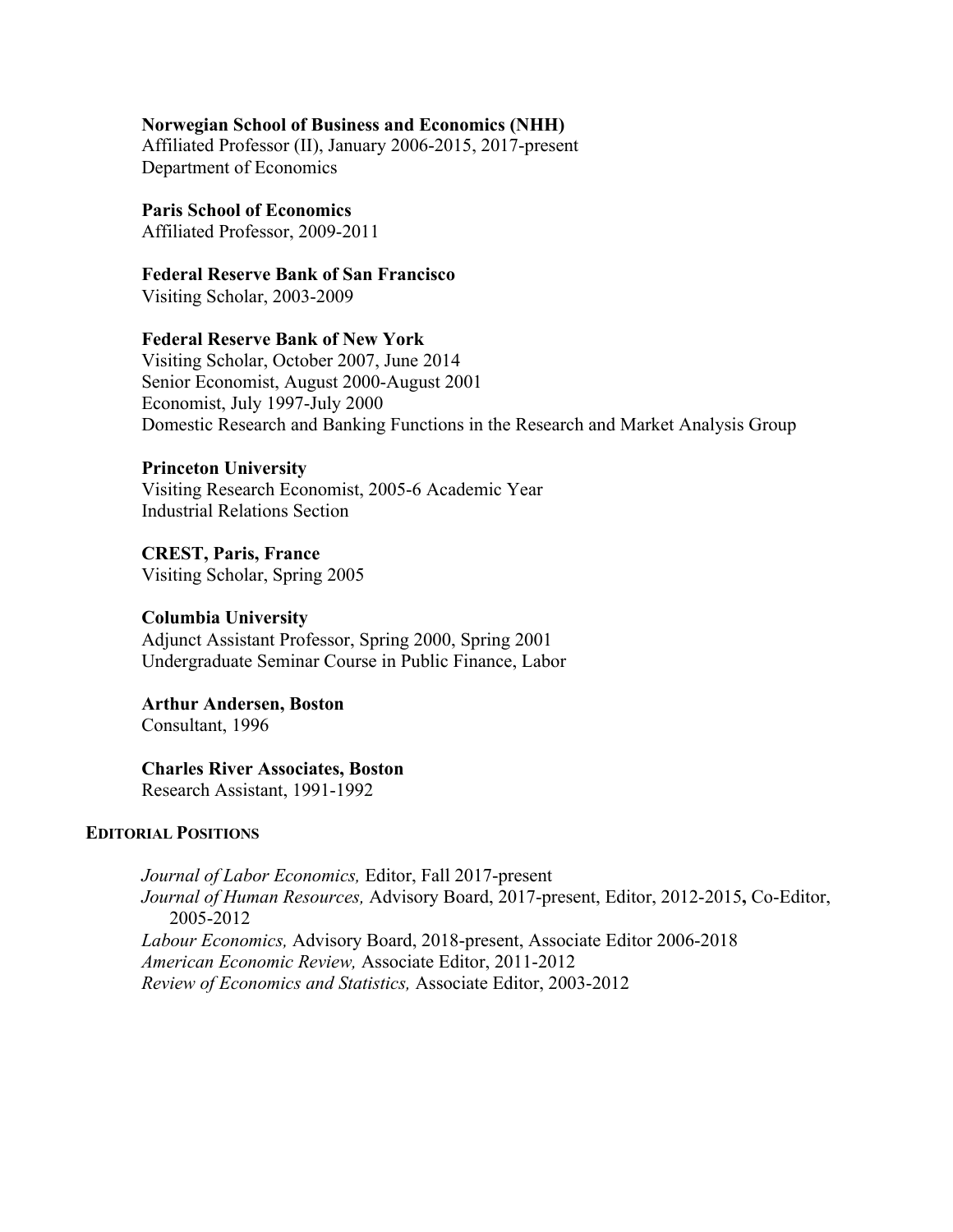**Norwegian School of Business and Economics (NHH)**
Affiliated Professor (II), January 2006-2015, 2017-present
Department of Economics

**Paris School of Economics**
Affiliated Professor, 2009-2011

**Federal Reserve Bank of San Francisco**
Visiting Scholar, 2003-2009

**Federal Reserve Bank of New York**
Visiting Scholar, October 2007, June 2014
Senior Economist, August 2000-August 2001
Economist, July 1997-July 2000
Domestic Research and Banking Functions in the Research and Market Analysis Group

**Princeton University**
Visiting Research Economist, 2005-6 Academic Year
Industrial Relations Section

**CREST, Paris, France**
Visiting Scholar, Spring 2005

**Columbia University**
Adjunct Assistant Professor, Spring 2000, Spring 2001
Undergraduate Seminar Course in Public Finance, Labor

**Arthur Andersen, Boston**
Consultant, 1996

**Charles River Associates, Boston**
Research Assistant, 1991-1992

## EDITORIAL POSITIONS

*Journal of Labor Economics,* Editor, Fall 2017-present
*Journal of Human Resources,* Advisory Board, 2017-present, Editor, 2012-2015**,** Co-Editor, 2005-2012
*Labour Economics,* Advisory Board, 2018-present, Associate Editor 2006-2018
*American Economic Review,* Associate Editor, 2011-2012
*Review of Economics and Statistics,* Associate Editor, 2003-2012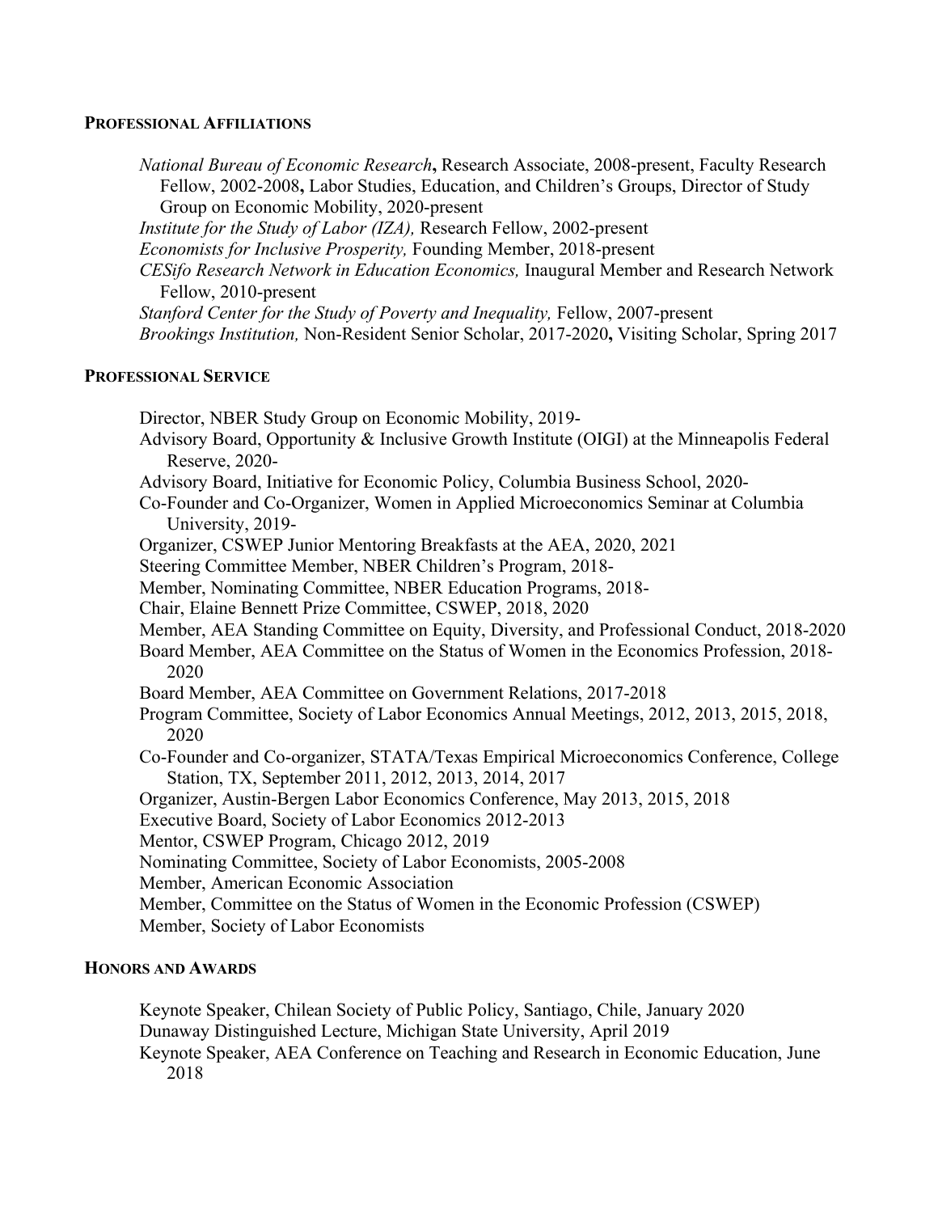## PROFESSIONAL AFFILIATIONS

*National Bureau of Economic Research*, Research Associate, 2008-present, Faculty Research Fellow, 2002-2008, Labor Studies, Education, and Children's Groups, Director of Study Group on Economic Mobility, 2020-present
*Institute for the Study of Labor (IZA),* Research Fellow, 2002-present
*Economists for Inclusive Prosperity,* Founding Member, 2018-present
*CESifo Research Network in Education Economics,* Inaugural Member and Research Network Fellow, 2010-present
*Stanford Center for the Study of Poverty and Inequality,* Fellow, 2007-present
*Brookings Institution,* Non-Resident Senior Scholar, 2017-2020, Visiting Scholar, Spring 2017

## PROFESSIONAL SERVICE

Director, NBER Study Group on Economic Mobility, 2019-
Advisory Board, Opportunity & Inclusive Growth Institute (OIGI) at the Minneapolis Federal Reserve, 2020-
Advisory Board, Initiative for Economic Policy, Columbia Business School, 2020-
Co-Founder and Co-Organizer, Women in Applied Microeconomics Seminar at Columbia University, 2019-
Organizer, CSWEP Junior Mentoring Breakfasts at the AEA, 2020, 2021
Steering Committee Member, NBER Children's Program, 2018-
Member, Nominating Committee, NBER Education Programs, 2018-
Chair, Elaine Bennett Prize Committee, CSWEP, 2018, 2020
Member, AEA Standing Committee on Equity, Diversity, and Professional Conduct, 2018-2020
Board Member, AEA Committee on the Status of Women in the Economics Profession, 2018-2020
Board Member, AEA Committee on Government Relations, 2017-2018
Program Committee, Society of Labor Economics Annual Meetings, 2012, 2013, 2015, 2018, 2020
Co-Founder and Co-organizer, STATA/Texas Empirical Microeconomics Conference, College Station, TX, September 2011, 2012, 2013, 2014, 2017
Organizer, Austin-Bergen Labor Economics Conference, May 2013, 2015, 2018
Executive Board, Society of Labor Economics 2012-2013
Mentor, CSWEP Program, Chicago 2012, 2019
Nominating Committee, Society of Labor Economists, 2005-2008
Member, American Economic Association
Member, Committee on the Status of Women in the Economic Profession (CSWEP)
Member, Society of Labor Economists

## HONORS AND AWARDS

Keynote Speaker, Chilean Society of Public Policy, Santiago, Chile, January 2020
Dunaway Distinguished Lecture, Michigan State University, April 2019
Keynote Speaker, AEA Conference on Teaching and Research in Economic Education, June 2018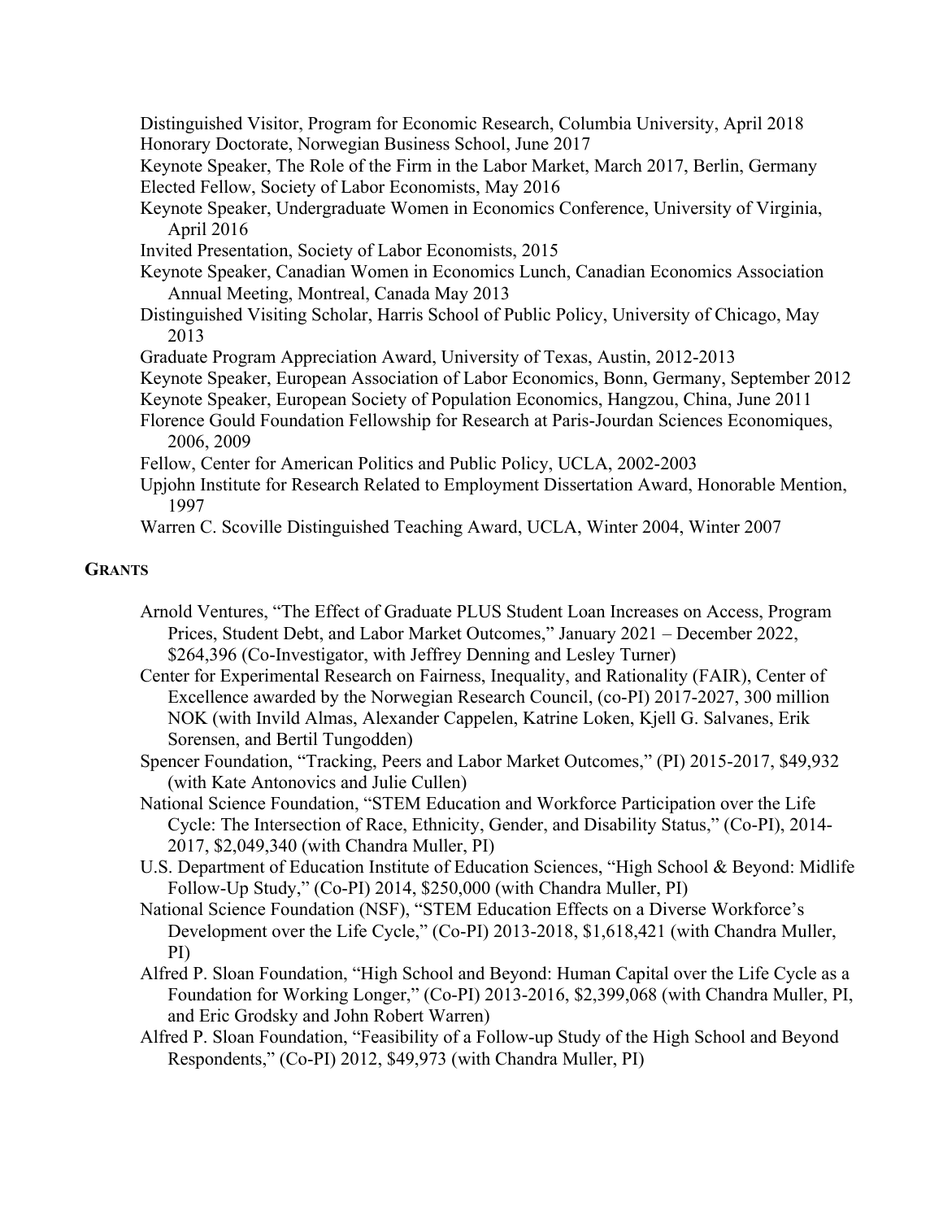Distinguished Visitor, Program for Economic Research, Columbia University, April 2018
Honorary Doctorate, Norwegian Business School, June 2017
Keynote Speaker, The Role of the Firm in the Labor Market, March 2017, Berlin, Germany
Elected Fellow, Society of Labor Economists, May 2016
Keynote Speaker, Undergraduate Women in Economics Conference, University of Virginia, April 2016
Invited Presentation, Society of Labor Economists, 2015
Keynote Speaker, Canadian Women in Economics Lunch, Canadian Economics Association Annual Meeting, Montreal, Canada May 2013
Distinguished Visiting Scholar, Harris School of Public Policy, University of Chicago, May 2013
Graduate Program Appreciation Award, University of Texas, Austin, 2012-2013
Keynote Speaker, European Association of Labor Economics, Bonn, Germany, September 2012
Keynote Speaker, European Society of Population Economics, Hangzou, China, June 2011
Florence Gould Foundation Fellowship for Research at Paris-Jourdan Sciences Economiques, 2006, 2009
Fellow, Center for American Politics and Public Policy, UCLA, 2002-2003
Upjohn Institute for Research Related to Employment Dissertation Award, Honorable Mention, 1997
Warren C. Scoville Distinguished Teaching Award, UCLA, Winter 2004, Winter 2007

## GRANTS

Arnold Ventures, "The Effect of Graduate PLUS Student Loan Increases on Access, Program Prices, Student Debt, and Labor Market Outcomes," January 2021 – December 2022, $264,396 (Co-Investigator, with Jeffrey Denning and Lesley Turner)

Center for Experimental Research on Fairness, Inequality, and Rationality (FAIR), Center of Excellence awarded by the Norwegian Research Council, (co-PI) 2017-2027, 300 million NOK (with Invild Almas, Alexander Cappelen, Katrine Loken, Kjell G. Salvanes, Erik Sorensen, and Bertil Tungodden)

Spencer Foundation, "Tracking, Peers and Labor Market Outcomes," (PI) 2015-2017, $49,932 (with Kate Antonovics and Julie Cullen)

National Science Foundation, "STEM Education and Workforce Participation over the Life Cycle: The Intersection of Race, Ethnicity, Gender, and Disability Status," (Co-PI), 2014-2017, $2,049,340 (with Chandra Muller, PI)

U.S. Department of Education Institute of Education Sciences, "High School & Beyond: Midlife Follow-Up Study," (Co-PI) 2014, $250,000 (with Chandra Muller, PI)

National Science Foundation (NSF), "STEM Education Effects on a Diverse Workforce's Development over the Life Cycle," (Co-PI) 2013-2018, $1,618,421 (with Chandra Muller, PI)

Alfred P. Sloan Foundation, "High School and Beyond: Human Capital over the Life Cycle as a Foundation for Working Longer," (Co-PI) 2013-2016, $2,399,068 (with Chandra Muller, PI, and Eric Grodsky and John Robert Warren)

Alfred P. Sloan Foundation, "Feasibility of a Follow-up Study of the High School and Beyond Respondents," (Co-PI) 2012, $49,973 (with Chandra Muller, PI)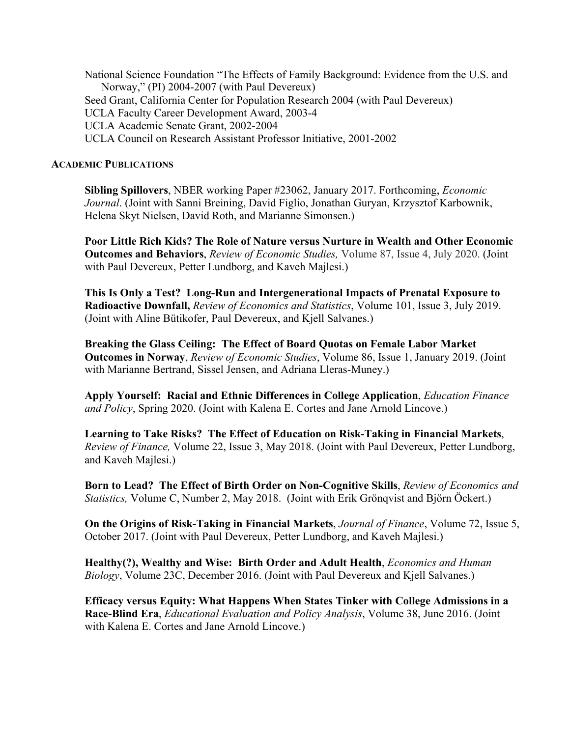National Science Foundation "The Effects of Family Background: Evidence from the U.S. and Norway," (PI) 2004-2007 (with Paul Devereux)
Seed Grant, California Center for Population Research 2004 (with Paul Devereux)
UCLA Faculty Career Development Award, 2003-4
UCLA Academic Senate Grant, 2002-2004
UCLA Council on Research Assistant Professor Initiative, 2001-2002

#### ACADEMIC PUBLICATIONS

**Sibling Spillovers**, NBER working Paper #23062, January 2017. Forthcoming, *Economic Journal*. (Joint with Sanni Breining, David Figlio, Jonathan Guryan, Krzysztof Karbownik, Helena Skyt Nielsen, David Roth, and Marianne Simonsen.)

**Poor Little Rich Kids? The Role of Nature versus Nurture in Wealth and Other Economic Outcomes and Behaviors**, *Review of Economic Studies,* Volume 87, Issue 4, July 2020. (Joint with Paul Devereux, Petter Lundborg, and Kaveh Majlesi.)

**This Is Only a Test? Long-Run and Intergenerational Impacts of Prenatal Exposure to Radioactive Downfall,** *Review of Economics and Statistics*, Volume 101, Issue 3, July 2019. (Joint with Aline Bütikofer, Paul Devereux, and Kjell Salvanes.)

**Breaking the Glass Ceiling: The Effect of Board Quotas on Female Labor Market Outcomes in Norway**, *Review of Economic Studies*, Volume 86, Issue 1, January 2019. (Joint with Marianne Bertrand, Sissel Jensen, and Adriana Lleras-Muney.)

**Apply Yourself: Racial and Ethnic Differences in College Application**, *Education Finance and Policy*, Spring 2020. (Joint with Kalena E. Cortes and Jane Arnold Lincove.)

**Learning to Take Risks? The Effect of Education on Risk-Taking in Financial Markets**, *Review of Finance,* Volume 22, Issue 3, May 2018. (Joint with Paul Devereux, Petter Lundborg, and Kaveh Majlesi.)

**Born to Lead? The Effect of Birth Order on Non-Cognitive Skills**, *Review of Economics and Statistics,* Volume C, Number 2, May 2018. (Joint with Erik Grönqvist and Björn Öckert.)

**On the Origins of Risk-Taking in Financial Markets**, *Journal of Finance*, Volume 72, Issue 5, October 2017. (Joint with Paul Devereux, Petter Lundborg, and Kaveh Majlesi.)

**Healthy(?), Wealthy and Wise: Birth Order and Adult Health**, *Economics and Human Biology*, Volume 23C, December 2016. (Joint with Paul Devereux and Kjell Salvanes.)

**Efficacy versus Equity: What Happens When States Tinker with College Admissions in a Race-Blind Era**, *Educational Evaluation and Policy Analysis*, Volume 38, June 2016. (Joint with Kalena E. Cortes and Jane Arnold Lincove.)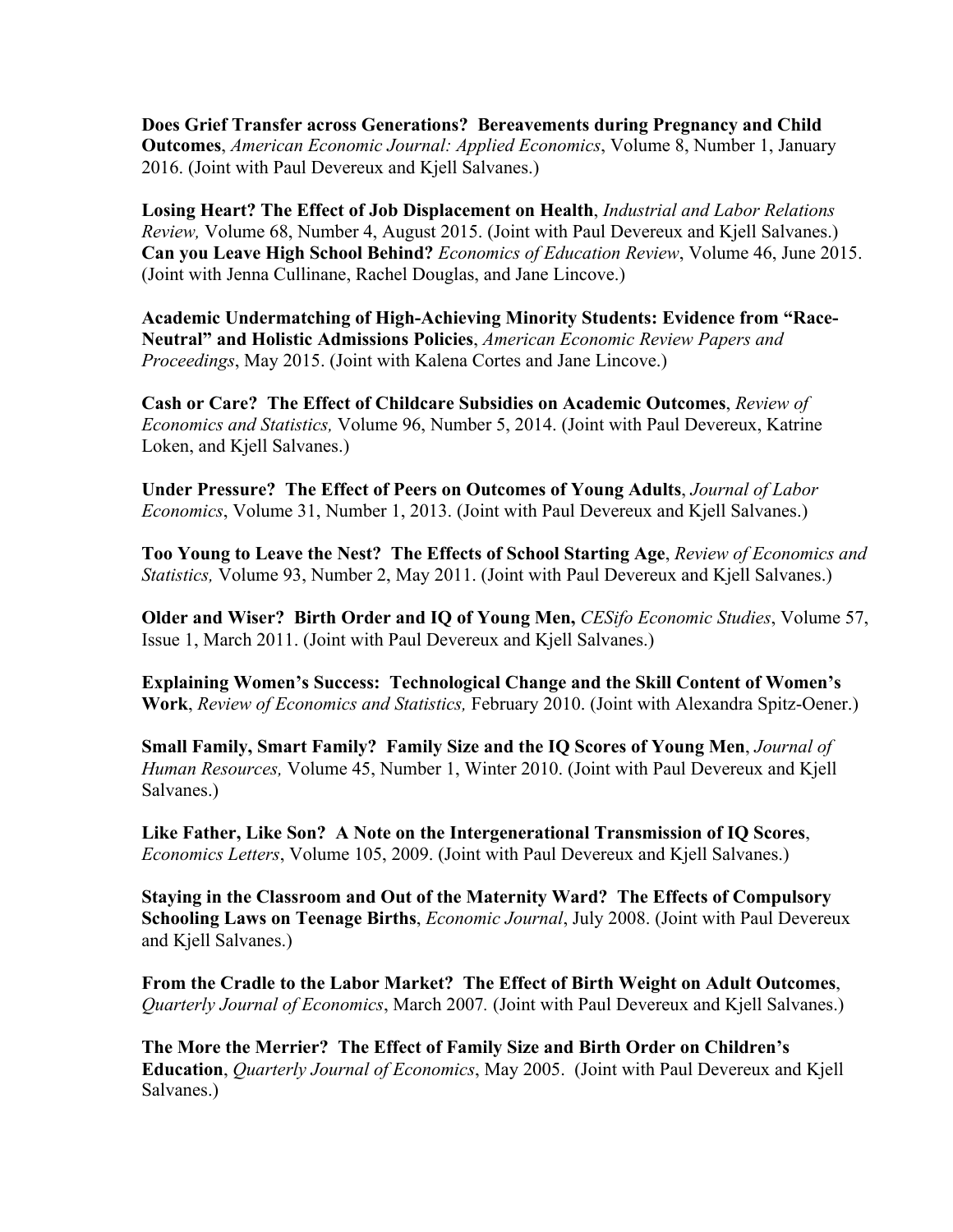**Does Grief Transfer across Generations? Bereavements during Pregnancy and Child Outcomes**, *American Economic Journal: Applied Economics*, Volume 8, Number 1, January 2016. (Joint with Paul Devereux and Kjell Salvanes.)

**Losing Heart? The Effect of Job Displacement on Health**, *Industrial and Labor Relations Review,* Volume 68, Number 4, August 2015. (Joint with Paul Devereux and Kjell Salvanes.)
**Can you Leave High School Behind?** *Economics of Education Review*, Volume 46, June 2015. (Joint with Jenna Cullinane, Rachel Douglas, and Jane Lincove.)

**Academic Undermatching of High-Achieving Minority Students: Evidence from "Race-Neutral" and Holistic Admissions Policies**, *American Economic Review Papers and Proceedings*, May 2015. (Joint with Kalena Cortes and Jane Lincove.)

**Cash or Care? The Effect of Childcare Subsidies on Academic Outcomes**, *Review of Economics and Statistics,* Volume 96, Number 5, 2014. (Joint with Paul Devereux, Katrine Loken, and Kjell Salvanes.)

**Under Pressure? The Effect of Peers on Outcomes of Young Adults**, *Journal of Labor Economics*, Volume 31, Number 1, 2013. (Joint with Paul Devereux and Kjell Salvanes.)

**Too Young to Leave the Nest? The Effects of School Starting Age**, *Review of Economics and Statistics,* Volume 93, Number 2, May 2011. (Joint with Paul Devereux and Kjell Salvanes.)

**Older and Wiser? Birth Order and IQ of Young Men,** *CESifo Economic Studies*, Volume 57, Issue 1, March 2011. (Joint with Paul Devereux and Kjell Salvanes.)

**Explaining Women's Success: Technological Change and the Skill Content of Women's Work**, *Review of Economics and Statistics,* February 2010. (Joint with Alexandra Spitz-Oener.)

**Small Family, Smart Family? Family Size and the IQ Scores of Young Men**, *Journal of Human Resources,* Volume 45, Number 1, Winter 2010. (Joint with Paul Devereux and Kjell Salvanes.)

**Like Father, Like Son? A Note on the Intergenerational Transmission of IQ Scores**, *Economics Letters*, Volume 105, 2009. (Joint with Paul Devereux and Kjell Salvanes.)

**Staying in the Classroom and Out of the Maternity Ward? The Effects of Compulsory Schooling Laws on Teenage Births**, *Economic Journal*, July 2008. (Joint with Paul Devereux and Kjell Salvanes.)

**From the Cradle to the Labor Market? The Effect of Birth Weight on Adult Outcomes**, *Quarterly Journal of Economics*, March 2007. (Joint with Paul Devereux and Kjell Salvanes.)

**The More the Merrier? The Effect of Family Size and Birth Order on Children's Education**, *Quarterly Journal of Economics*, May 2005. (Joint with Paul Devereux and Kjell Salvanes.)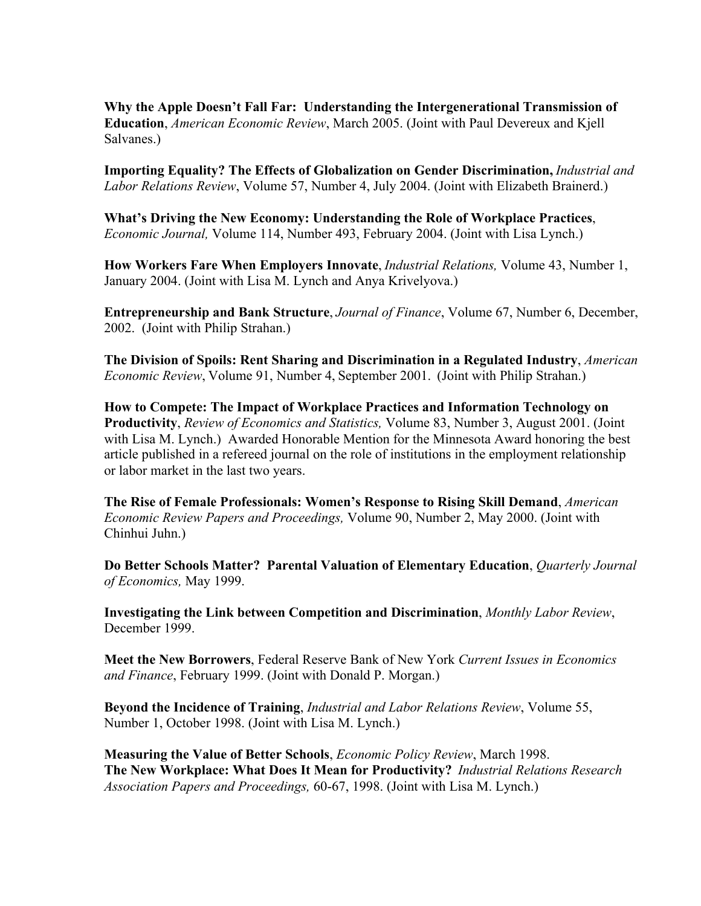**Why the Apple Doesn't Fall Far: Understanding the Intergenerational Transmission of Education**, *American Economic Review*, March 2005. (Joint with Paul Devereux and Kjell Salvanes.)

**Importing Equality? The Effects of Globalization on Gender Discrimination,** *Industrial and Labor Relations Review*, Volume 57, Number 4, July 2004. (Joint with Elizabeth Brainerd.)

**What's Driving the New Economy: Understanding the Role of Workplace Practices**, *Economic Journal,* Volume 114, Number 493, February 2004. (Joint with Lisa Lynch.)

**How Workers Fare When Employers Innovate**, *Industrial Relations,* Volume 43, Number 1, January 2004. (Joint with Lisa M. Lynch and Anya Krivelyova.)

**Entrepreneurship and Bank Structure**, *Journal of Finance*, Volume 67, Number 6, December, 2002. (Joint with Philip Strahan.)

**The Division of Spoils: Rent Sharing and Discrimination in a Regulated Industry**, *American Economic Review*, Volume 91, Number 4, September 2001. (Joint with Philip Strahan.)

**How to Compete: The Impact of Workplace Practices and Information Technology on Productivity**, *Review of Economics and Statistics,* Volume 83, Number 3, August 2001. (Joint with Lisa M. Lynch.) Awarded Honorable Mention for the Minnesota Award honoring the best article published in a refereed journal on the role of institutions in the employment relationship or labor market in the last two years.

**The Rise of Female Professionals: Women's Response to Rising Skill Demand**, *American Economic Review Papers and Proceedings,* Volume 90, Number 2, May 2000. (Joint with Chinhui Juhn.)

**Do Better Schools Matter? Parental Valuation of Elementary Education**, *Quarterly Journal of Economics,* May 1999.

**Investigating the Link between Competition and Discrimination**, *Monthly Labor Review*, December 1999.

**Meet the New Borrowers**, Federal Reserve Bank of New York *Current Issues in Economics and Finance*, February 1999. (Joint with Donald P. Morgan.)

**Beyond the Incidence of Training**, *Industrial and Labor Relations Review*, Volume 55, Number 1, October 1998. (Joint with Lisa M. Lynch.)

**Measuring the Value of Better Schools**, *Economic Policy Review*, March 1998.

**The New Workplace: What Does It Mean for Productivity?** *Industrial Relations Research Association Papers and Proceedings,* 60-67, 1998. (Joint with Lisa M. Lynch.)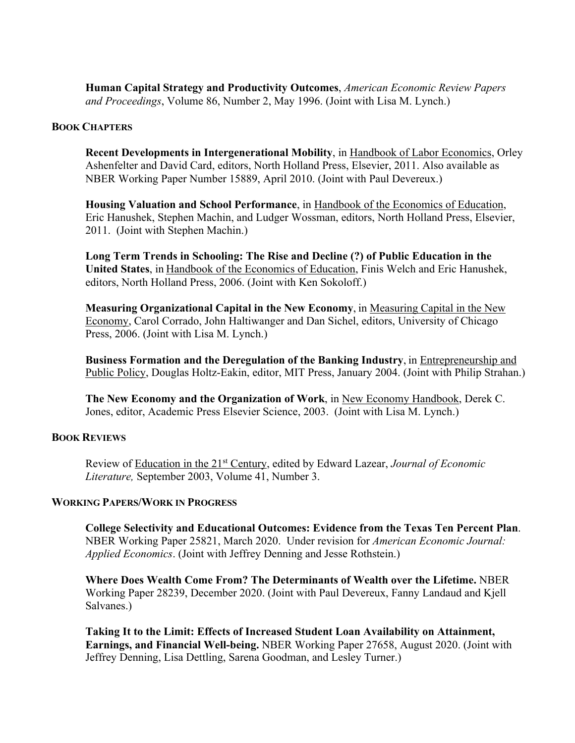**Human Capital Strategy and Productivity Outcomes**, *American Economic Review Papers and Proceedings*, Volume 86, Number 2, May 1996. (Joint with Lisa M. Lynch.)

## BOOK CHAPTERS

**Recent Developments in Intergenerational Mobility**, in Handbook of Labor Economics, Orley Ashenfelter and David Card, editors, North Holland Press, Elsevier, 2011. Also available as NBER Working Paper Number 15889, April 2010. (Joint with Paul Devereux.)

**Housing Valuation and School Performance**, in Handbook of the Economics of Education, Eric Hanushek, Stephen Machin, and Ludger Wossman, editors, North Holland Press, Elsevier, 2011. (Joint with Stephen Machin.)

**Long Term Trends in Schooling: The Rise and Decline (?) of Public Education in the United States**, in Handbook of the Economics of Education, Finis Welch and Eric Hanushek, editors, North Holland Press, 2006. (Joint with Ken Sokoloff.)

**Measuring Organizational Capital in the New Economy**, in Measuring Capital in the New Economy, Carol Corrado, John Haltiwanger and Dan Sichel, editors, University of Chicago Press, 2006. (Joint with Lisa M. Lynch.)

**Business Formation and the Deregulation of the Banking Industry**, in Entrepreneurship and Public Policy, Douglas Holtz-Eakin, editor, MIT Press, January 2004. (Joint with Philip Strahan.)

**The New Economy and the Organization of Work**, in New Economy Handbook, Derek C. Jones, editor, Academic Press Elsevier Science, 2003. (Joint with Lisa M. Lynch.)

## BOOK REVIEWS

Review of Education in the 21st Century, edited by Edward Lazear, *Journal of Economic Literature,* September 2003, Volume 41, Number 3.

## WORKING PAPERS/WORK IN PROGRESS

**College Selectivity and Educational Outcomes: Evidence from the Texas Ten Percent Plan**. NBER Working Paper 25821, March 2020. Under revision for *American Economic Journal: Applied Economics*. (Joint with Jeffrey Denning and Jesse Rothstein.)

**Where Does Wealth Come From? The Determinants of Wealth over the Lifetime.** NBER Working Paper 28239, December 2020. (Joint with Paul Devereux, Fanny Landaud and Kjell Salvanes.)

**Taking It to the Limit: Effects of Increased Student Loan Availability on Attainment, Earnings, and Financial Well-being.** NBER Working Paper 27658, August 2020. (Joint with Jeffrey Denning, Lisa Dettling, Sarena Goodman, and Lesley Turner.)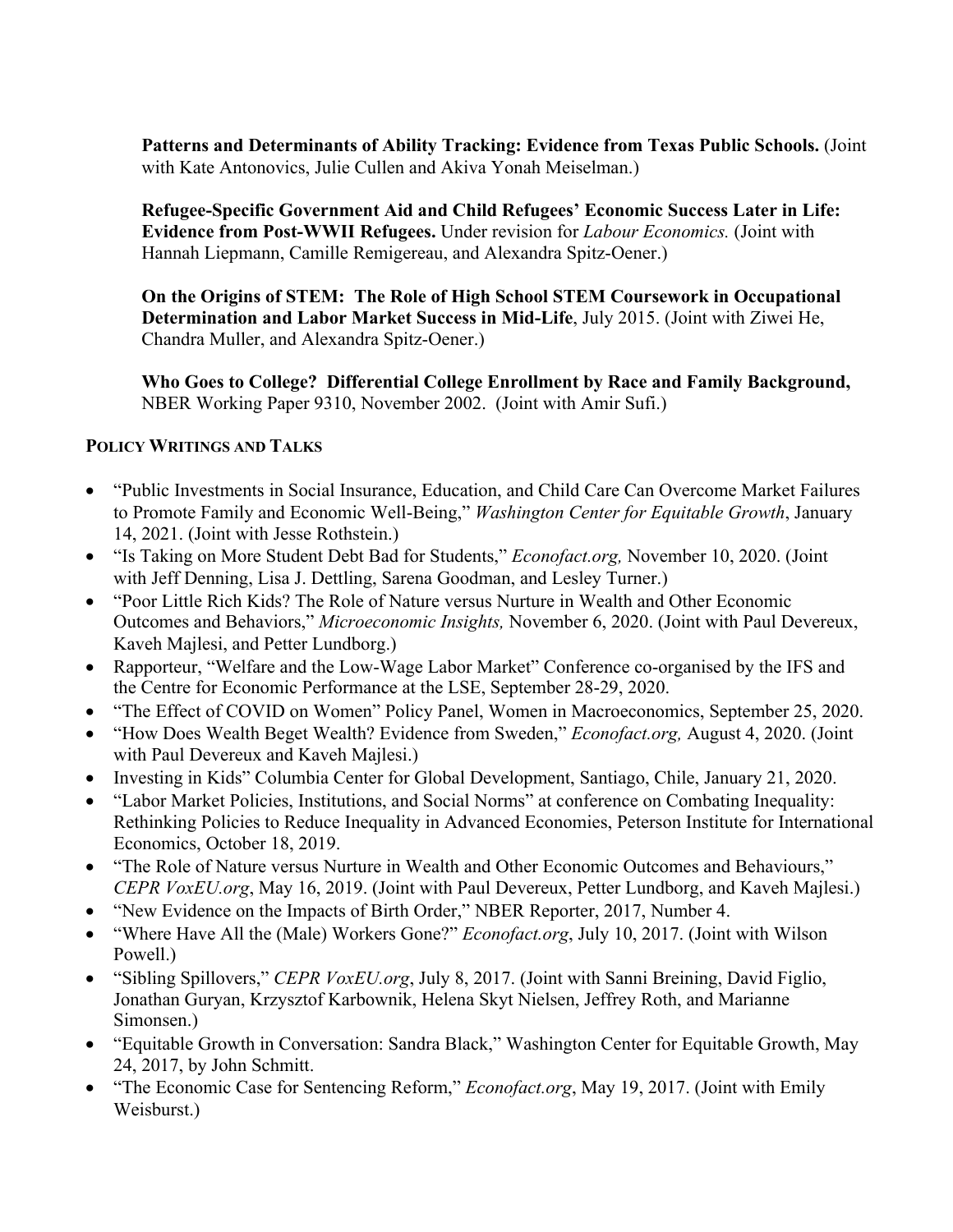**Patterns and Determinants of Ability Tracking: Evidence from Texas Public Schools.** (Joint with Kate Antonovics, Julie Cullen and Akiva Yonah Meiselman.)

**Refugee-Specific Government Aid and Child Refugees' Economic Success Later in Life: Evidence from Post-WWII Refugees.** Under revision for *Labour Economics.* (Joint with Hannah Liepmann, Camille Remigereau, and Alexandra Spitz-Oener.)

**On the Origins of STEM: The Role of High School STEM Coursework in Occupational Determination and Labor Market Success in Mid-Life**, July 2015. (Joint with Ziwei He, Chandra Muller, and Alexandra Spitz-Oener.)

**Who Goes to College? Differential College Enrollment by Race and Family Background,** NBER Working Paper 9310, November 2002. (Joint with Amir Sufi.)

## POLICY WRITINGS AND TALKS

- "Public Investments in Social Insurance, Education, and Child Care Can Overcome Market Failures to Promote Family and Economic Well-Being," *Washington Center for Equitable Growth*, January 14, 2021. (Joint with Jesse Rothstein.)
- "Is Taking on More Student Debt Bad for Students," *Econofact.org,* November 10, 2020. (Joint with Jeff Denning, Lisa J. Dettling, Sarena Goodman, and Lesley Turner.)
- "Poor Little Rich Kids? The Role of Nature versus Nurture in Wealth and Other Economic Outcomes and Behaviors," *Microeconomic Insights,* November 6, 2020. (Joint with Paul Devereux, Kaveh Majlesi, and Petter Lundborg.)
- Rapporteur, "Welfare and the Low-Wage Labor Market" Conference co-organised by the IFS and the Centre for Economic Performance at the LSE, September 28-29, 2020.
- "The Effect of COVID on Women" Policy Panel, Women in Macroeconomics, September 25, 2020.
- "How Does Wealth Beget Wealth? Evidence from Sweden," *Econofact.org,* August 4, 2020. (Joint with Paul Devereux and Kaveh Majlesi.)
- Investing in Kids" Columbia Center for Global Development, Santiago, Chile, January 21, 2020.
- "Labor Market Policies, Institutions, and Social Norms" at conference on Combating Inequality: Rethinking Policies to Reduce Inequality in Advanced Economies, Peterson Institute for International Economics, October 18, 2019.
- "The Role of Nature versus Nurture in Wealth and Other Economic Outcomes and Behaviours," *CEPR VoxEU.org*, May 16, 2019. (Joint with Paul Devereux, Petter Lundborg, and Kaveh Majlesi.)
- "New Evidence on the Impacts of Birth Order," NBER Reporter, 2017, Number 4.
- "Where Have All the (Male) Workers Gone?" *Econofact.org*, July 10, 2017. (Joint with Wilson Powell.)
- "Sibling Spillovers," *CEPR VoxEU.org*, July 8, 2017. (Joint with Sanni Breining, David Figlio, Jonathan Guryan, Krzysztof Karbownik, Helena Skyt Nielsen, Jeffrey Roth, and Marianne Simonsen.)
- "Equitable Growth in Conversation: Sandra Black," Washington Center for Equitable Growth, May 24, 2017, by John Schmitt.
- "The Economic Case for Sentencing Reform," *Econofact.org*, May 19, 2017. (Joint with Emily Weisburst.)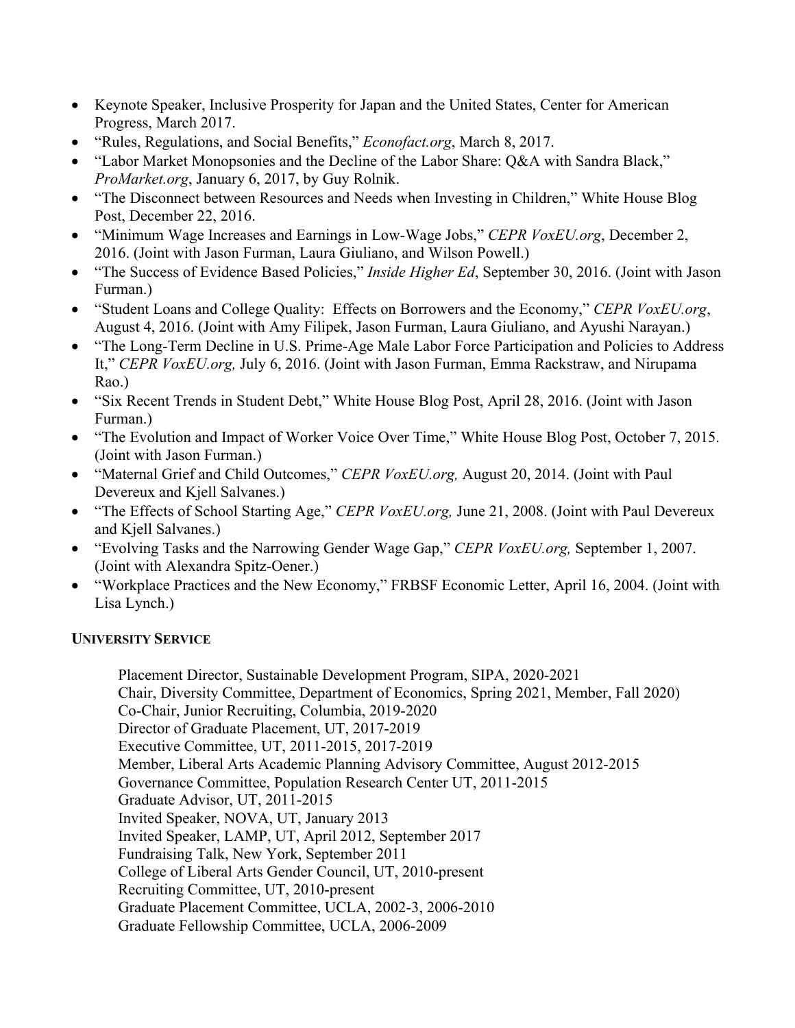- Keynote Speaker, Inclusive Prosperity for Japan and the United States, Center for American Progress, March 2017.
- "Rules, Regulations, and Social Benefits," *Econofact.org*, March 8, 2017.
- "Labor Market Monopsonies and the Decline of the Labor Share: Q&A with Sandra Black," *ProMarket.org*, January 6, 2017, by Guy Rolnik.
- "The Disconnect between Resources and Needs when Investing in Children," White House Blog Post, December 22, 2016.
- "Minimum Wage Increases and Earnings in Low-Wage Jobs," *CEPR VoxEU.org*, December 2, 2016. (Joint with Jason Furman, Laura Giuliano, and Wilson Powell.)
- "The Success of Evidence Based Policies," *Inside Higher Ed*, September 30, 2016. (Joint with Jason Furman.)
- "Student Loans and College Quality: Effects on Borrowers and the Economy," *CEPR VoxEU.org*, August 4, 2016. (Joint with Amy Filipek, Jason Furman, Laura Giuliano, and Ayushi Narayan.)
- "The Long-Term Decline in U.S. Prime-Age Male Labor Force Participation and Policies to Address It," *CEPR VoxEU.org,* July 6, 2016. (Joint with Jason Furman, Emma Rackstraw, and Nirupama Rao.)
- "Six Recent Trends in Student Debt," White House Blog Post, April 28, 2016. (Joint with Jason Furman.)
- "The Evolution and Impact of Worker Voice Over Time," White House Blog Post, October 7, 2015. (Joint with Jason Furman.)
- "Maternal Grief and Child Outcomes," *CEPR VoxEU.org,* August 20, 2014. (Joint with Paul Devereux and Kjell Salvanes.)
- "The Effects of School Starting Age," *CEPR VoxEU.org,* June 21, 2008. (Joint with Paul Devereux and Kjell Salvanes.)
- "Evolving Tasks and the Narrowing Gender Wage Gap," *CEPR VoxEU.org,* September 1, 2007. (Joint with Alexandra Spitz-Oener.)
- "Workplace Practices and the New Economy," FRBSF Economic Letter, April 16, 2004. (Joint with Lisa Lynch.)

**UNIVERSITY SERVICE**

Placement Director, Sustainable Development Program, SIPA, 2020-2021
Chair, Diversity Committee, Department of Economics, Spring 2021, Member, Fall 2020)
Co-Chair, Junior Recruiting, Columbia, 2019-2020
Director of Graduate Placement, UT, 2017-2019
Executive Committee, UT, 2011-2015, 2017-2019
Member, Liberal Arts Academic Planning Advisory Committee, August 2012-2015
Governance Committee, Population Research Center UT, 2011-2015
Graduate Advisor, UT, 2011-2015
Invited Speaker, NOVA, UT, January 2013
Invited Speaker, LAMP, UT, April 2012, September 2017
Fundraising Talk, New York, September 2011
College of Liberal Arts Gender Council, UT, 2010-present
Recruiting Committee, UT, 2010-present
Graduate Placement Committee, UCLA, 2002-3, 2006-2010
Graduate Fellowship Committee, UCLA, 2006-2009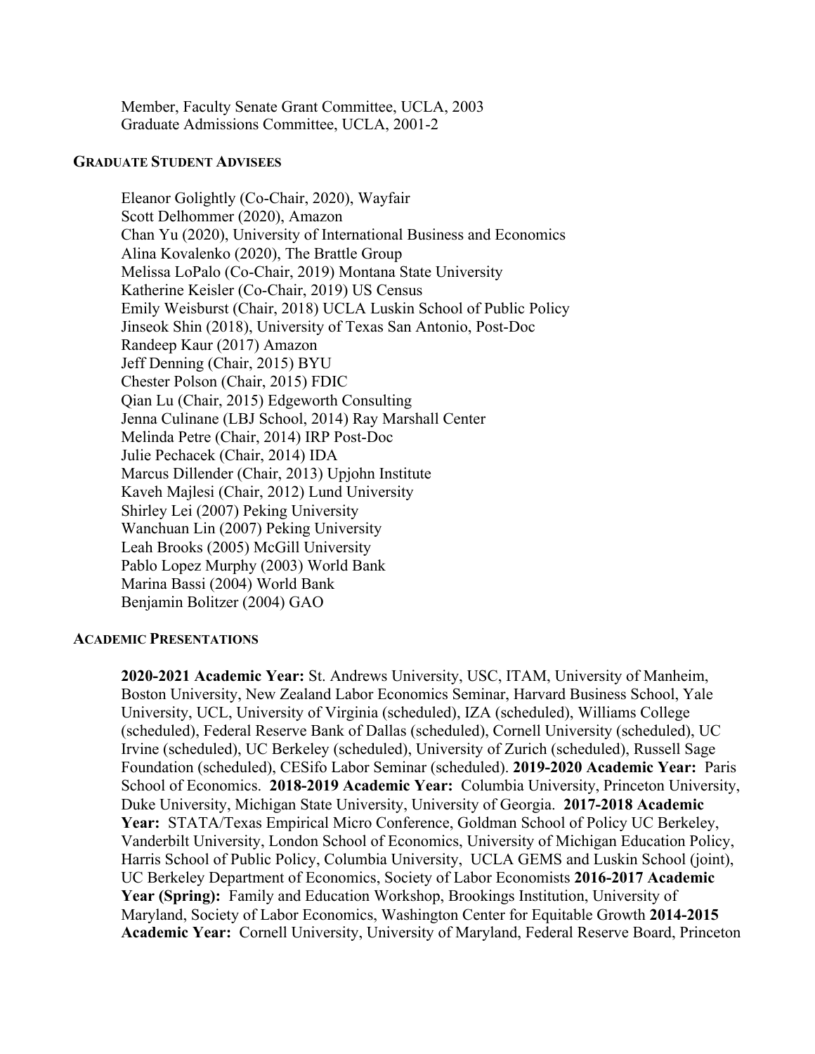Member, Faculty Senate Grant Committee, UCLA, 2003
Graduate Admissions Committee, UCLA, 2001-2

## Graduate Student Advisees

Eleanor Golightly (Co-Chair, 2020), Wayfair
Scott Delhommer (2020), Amazon
Chan Yu (2020), University of International Business and Economics
Alina Kovalenko (2020), The Brattle Group
Melissa LoPalo (Co-Chair, 2019) Montana State University
Katherine Keisler (Co-Chair, 2019) US Census
Emily Weisburst (Chair, 2018) UCLA Luskin School of Public Policy
Jinseok Shin (2018), University of Texas San Antonio, Post-Doc
Randeep Kaur (2017) Amazon
Jeff Denning (Chair, 2015) BYU
Chester Polson (Chair, 2015) FDIC
Qian Lu (Chair, 2015) Edgeworth Consulting
Jenna Culinane (LBJ School, 2014) Ray Marshall Center
Melinda Petre (Chair, 2014) IRP Post-Doc
Julie Pechacek (Chair, 2014) IDA
Marcus Dillender (Chair, 2013) Upjohn Institute
Kaveh Majlesi (Chair, 2012) Lund University
Shirley Lei (2007) Peking University
Wanchuan Lin (2007) Peking University
Leah Brooks (2005) McGill University
Pablo Lopez Murphy (2003) World Bank
Marina Bassi (2004) World Bank
Benjamin Bolitzer (2004) GAO

## Academic Presentations

**2020-2021 Academic Year:** St. Andrews University, USC, ITAM, University of Manheim, Boston University, New Zealand Labor Economics Seminar, Harvard Business School, Yale University, UCL, University of Virginia (scheduled), IZA (scheduled), Williams College (scheduled), Federal Reserve Bank of Dallas (scheduled), Cornell University (scheduled), UC Irvine (scheduled), UC Berkeley (scheduled), University of Zurich (scheduled), Russell Sage Foundation (scheduled), CESifo Labor Seminar (scheduled). **2019-2020 Academic Year:** Paris School of Economics. **2018-2019 Academic Year:** Columbia University, Princeton University, Duke University, Michigan State University, University of Georgia. **2017-2018 Academic Year:** STATA/Texas Empirical Micro Conference, Goldman School of Policy UC Berkeley, Vanderbilt University, London School of Economics, University of Michigan Education Policy, Harris School of Public Policy, Columbia University, UCLA GEMS and Luskin School (joint), UC Berkeley Department of Economics, Society of Labor Economists **2016-2017 Academic Year (Spring):** Family and Education Workshop, Brookings Institution, University of Maryland, Society of Labor Economics, Washington Center for Equitable Growth **2014-2015 Academic Year:** Cornell University, University of Maryland, Federal Reserve Board, Princeton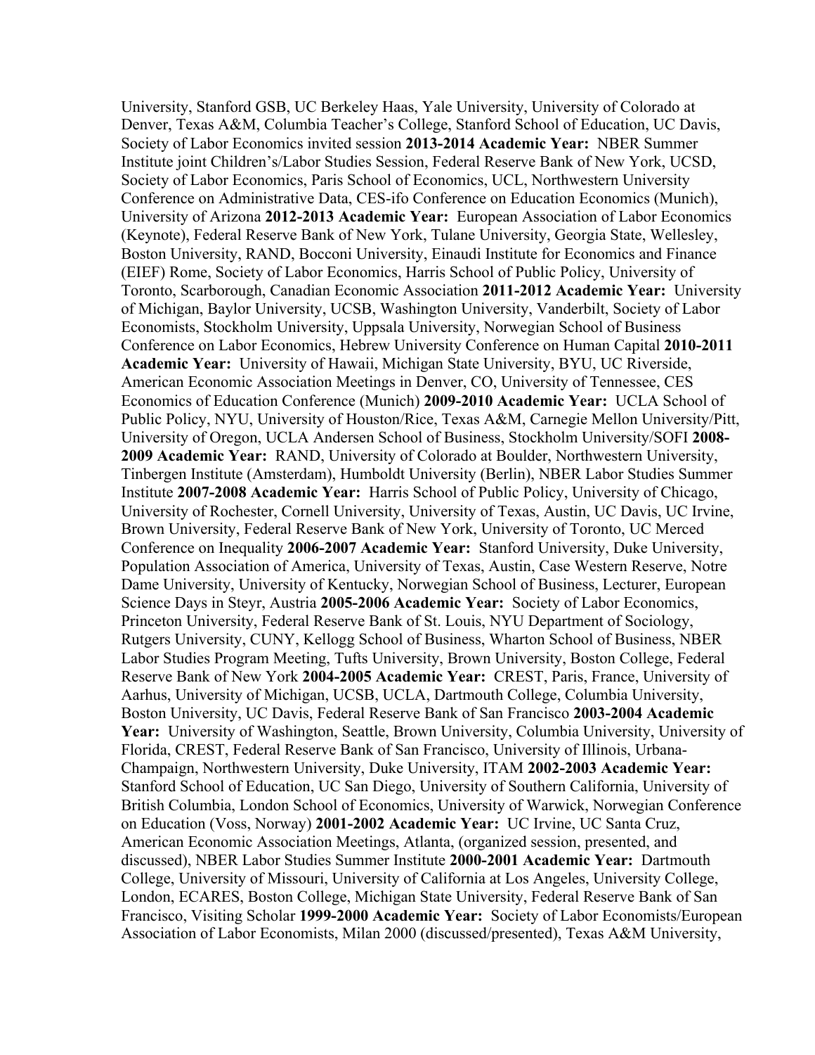University, Stanford GSB, UC Berkeley Haas, Yale University, University of Colorado at Denver, Texas A&M, Columbia Teacher's College, Stanford School of Education, UC Davis, Society of Labor Economics invited session **2013-2014 Academic Year:** NBER Summer Institute joint Children's/Labor Studies Session, Federal Reserve Bank of New York, UCSD, Society of Labor Economics, Paris School of Economics, UCL, Northwestern University Conference on Administrative Data, CES-ifo Conference on Education Economics (Munich), University of Arizona **2012-2013 Academic Year:** European Association of Labor Economics (Keynote), Federal Reserve Bank of New York, Tulane University, Georgia State, Wellesley, Boston University, RAND, Bocconi University, Einaudi Institute for Economics and Finance (EIEF) Rome, Society of Labor Economics, Harris School of Public Policy, University of Toronto, Scarborough, Canadian Economic Association **2011-2012 Academic Year:** University of Michigan, Baylor University, UCSB, Washington University, Vanderbilt, Society of Labor Economists, Stockholm University, Uppsala University, Norwegian School of Business Conference on Labor Economics, Hebrew University Conference on Human Capital **2010-2011 Academic Year:** University of Hawaii, Michigan State University, BYU, UC Riverside, American Economic Association Meetings in Denver, CO, University of Tennessee, CES Economics of Education Conference (Munich) **2009-2010 Academic Year:** UCLA School of Public Policy, NYU, University of Houston/Rice, Texas A&M, Carnegie Mellon University/Pitt, University of Oregon, UCLA Andersen School of Business, Stockholm University/SOFI **2008-2009 Academic Year:** RAND, University of Colorado at Boulder, Northwestern University, Tinbergen Institute (Amsterdam), Humboldt University (Berlin), NBER Labor Studies Summer Institute **2007-2008 Academic Year:** Harris School of Public Policy, University of Chicago, University of Rochester, Cornell University, University of Texas, Austin, UC Davis, UC Irvine, Brown University, Federal Reserve Bank of New York, University of Toronto, UC Merced Conference on Inequality **2006-2007 Academic Year:** Stanford University, Duke University, Population Association of America, University of Texas, Austin, Case Western Reserve, Notre Dame University, University of Kentucky, Norwegian School of Business, Lecturer, European Science Days in Steyr, Austria **2005-2006 Academic Year:** Society of Labor Economics, Princeton University, Federal Reserve Bank of St. Louis, NYU Department of Sociology, Rutgers University, CUNY, Kellogg School of Business, Wharton School of Business, NBER Labor Studies Program Meeting, Tufts University, Brown University, Boston College, Federal Reserve Bank of New York **2004-2005 Academic Year:** CREST, Paris, France, University of Aarhus, University of Michigan, UCSB, UCLA, Dartmouth College, Columbia University, Boston University, UC Davis, Federal Reserve Bank of San Francisco **2003-2004 Academic Year:** University of Washington, Seattle, Brown University, Columbia University, University of Florida, CREST, Federal Reserve Bank of San Francisco, University of Illinois, Urbana-Champaign, Northwestern University, Duke University, ITAM **2002-2003 Academic Year:** Stanford School of Education, UC San Diego, University of Southern California, University of British Columbia, London School of Economics, University of Warwick, Norwegian Conference on Education (Voss, Norway) **2001-2002 Academic Year:** UC Irvine, UC Santa Cruz, American Economic Association Meetings, Atlanta, (organized session, presented, and discussed), NBER Labor Studies Summer Institute **2000-2001 Academic Year:** Dartmouth College, University of Missouri, University of California at Los Angeles, University College, London, ECARES, Boston College, Michigan State University, Federal Reserve Bank of San Francisco, Visiting Scholar **1999-2000 Academic Year:** Society of Labor Economists/European Association of Labor Economists, Milan 2000 (discussed/presented), Texas A&M University,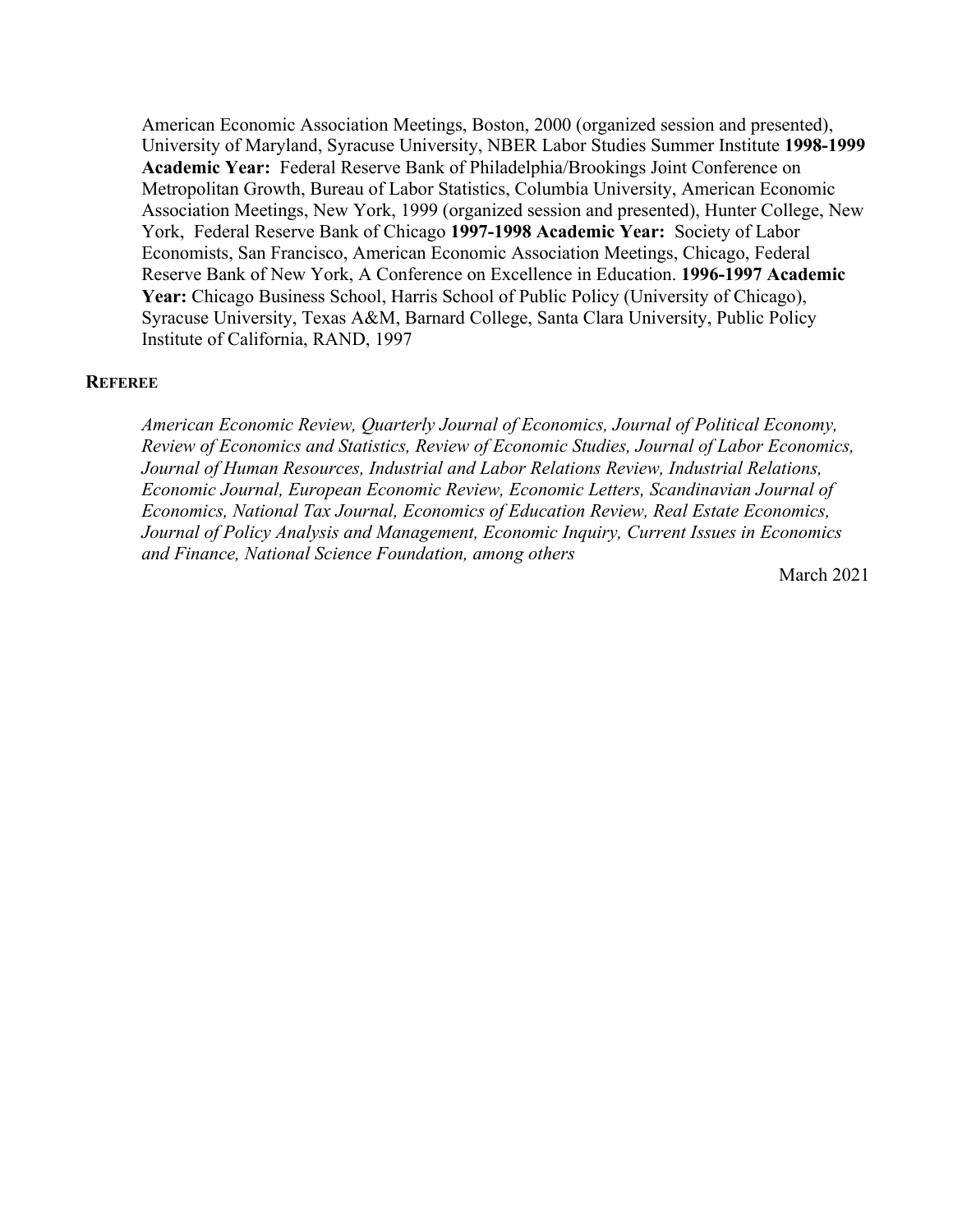American Economic Association Meetings, Boston, 2000 (organized session and presented), University of Maryland, Syracuse University, NBER Labor Studies Summer Institute **1998-1999 Academic Year:** Federal Reserve Bank of Philadelphia/Brookings Joint Conference on Metropolitan Growth, Bureau of Labor Statistics, Columbia University, American Economic Association Meetings, New York, 1999 (organized session and presented), Hunter College, New York, Federal Reserve Bank of Chicago **1997-1998 Academic Year:** Society of Labor Economists, San Francisco, American Economic Association Meetings, Chicago, Federal Reserve Bank of New York, A Conference on Excellence in Education. **1996-1997 Academic Year:** Chicago Business School, Harris School of Public Policy (University of Chicago), Syracuse University, Texas A&M, Barnard College, Santa Clara University, Public Policy Institute of California, RAND, 1997

**REFEREE**

*American Economic Review, Quarterly Journal of Economics, Journal of Political Economy, Review of Economics and Statistics, Review of Economic Studies, Journal of Labor Economics, Journal of Human Resources, Industrial and Labor Relations Review, Industrial Relations, Economic Journal, European Economic Review, Economic Letters, Scandinavian Journal of Economics, National Tax Journal, Economics of Education Review, Real Estate Economics, Journal of Policy Analysis and Management, Economic Inquiry, Current Issues in Economics and Finance, National Science Foundation, among others*

March 2021